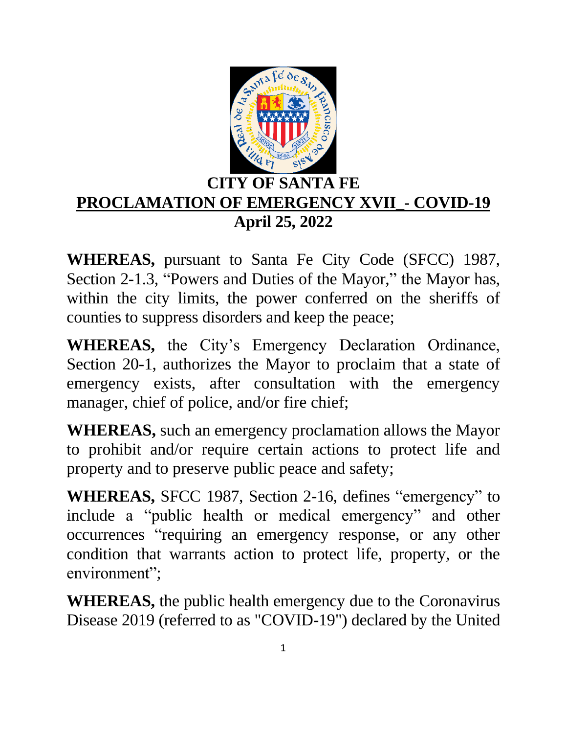# CITY OF SANTA FE

## PROCLAMATION OF EMERGENCY XVII_ - COVID-19

**April 25, 2022**

**WHEREAS,** pursuant to Santa Fe City Code (SFCC) 1987, Section 2-1.3, "Powers and Duties of the Mayor," the Mayor has, within the city limits, the power conferred on the sheriffs of counties to suppress disorders and keep the peace;

**WHEREAS,** the City's Emergency Declaration Ordinance, Section 20-1, authorizes the Mayor to proclaim that a state of emergency exists, after consultation with the emergency manager, chief of police, and/or fire chief;

**WHEREAS,** such an emergency proclamation allows the Mayor to prohibit and/or require certain actions to protect life and property and to preserve public peace and safety;

**WHEREAS,** SFCC 1987, Section 2-16, defines "emergency" to include a "public health or medical emergency" and other occurrences "requiring an emergency response, or any other condition that warrants action to protect life, property, or the environment";

**WHEREAS,** the public health emergency due to the Coronavirus Disease 2019 (referred to as "COVID-19") declared by the United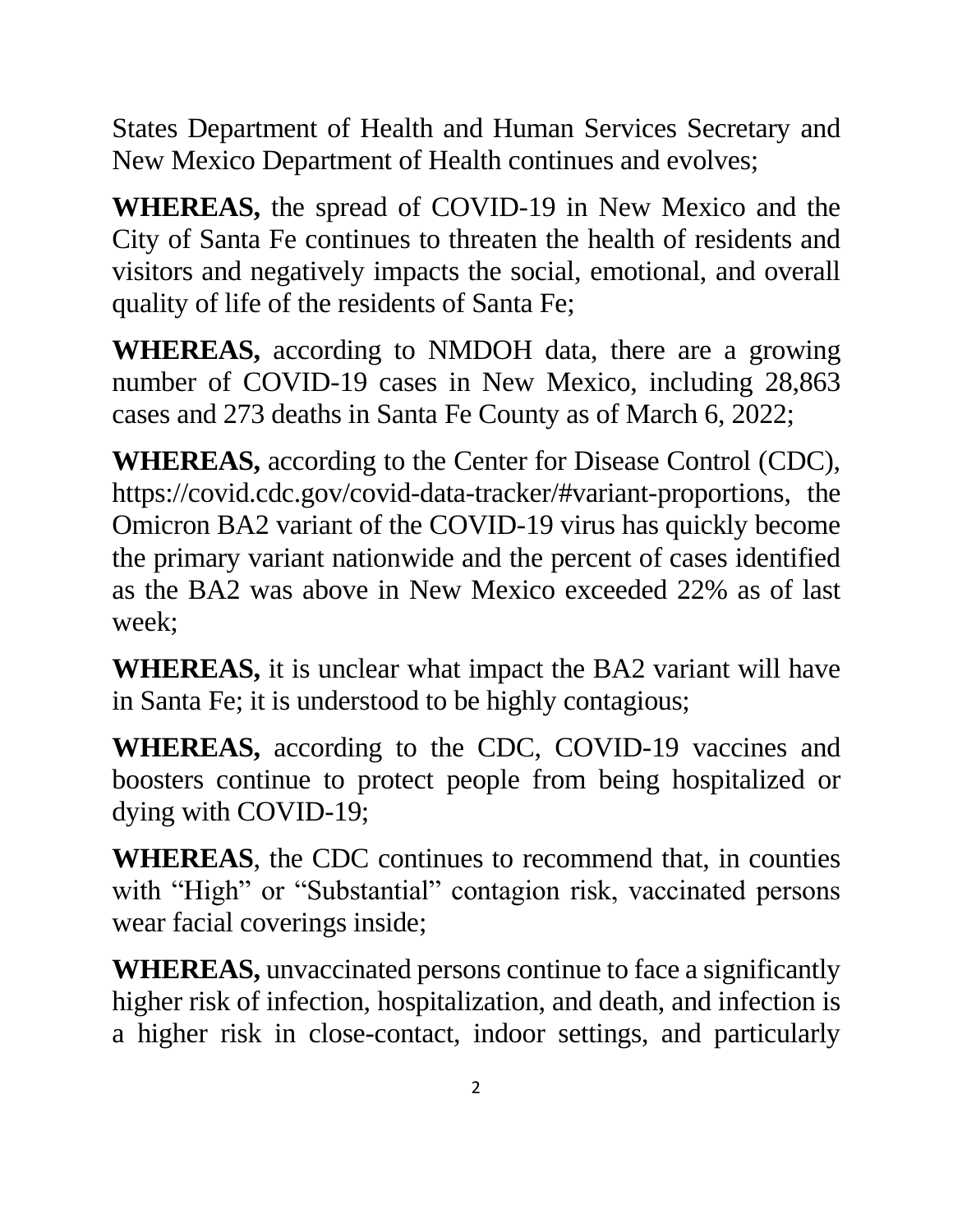States Department of Health and Human Services Secretary and New Mexico Department of Health continues and evolves;

**WHEREAS,** the spread of COVID-19 in New Mexico and the City of Santa Fe continues to threaten the health of residents and visitors and negatively impacts the social, emotional, and overall quality of life of the residents of Santa Fe;

**WHEREAS,** according to NMDOH data, there are a growing number of COVID-19 cases in New Mexico, including 28,863 cases and 273 deaths in Santa Fe County as of March 6, 2022;

**WHEREAS,** according to the Center for Disease Control (CDC), https://covid.cdc.gov/covid-data-tracker/#variant-proportions, the Omicron BA2 variant of the COVID-19 virus has quickly become the primary variant nationwide and the percent of cases identified as the BA2 was above in New Mexico exceeded 22% as of last week;

**WHEREAS,** it is unclear what impact the BA2 variant will have in Santa Fe; it is understood to be highly contagious;

**WHEREAS,** according to the CDC, COVID-19 vaccines and boosters continue to protect people from being hospitalized or dying with COVID-19;

**WHEREAS**, the CDC continues to recommend that, in counties with "High" or "Substantial" contagion risk, vaccinated persons wear facial coverings inside;

**WHEREAS,** unvaccinated persons continue to face a significantly higher risk of infection, hospitalization, and death, and infection is a higher risk in close-contact, indoor settings, and particularly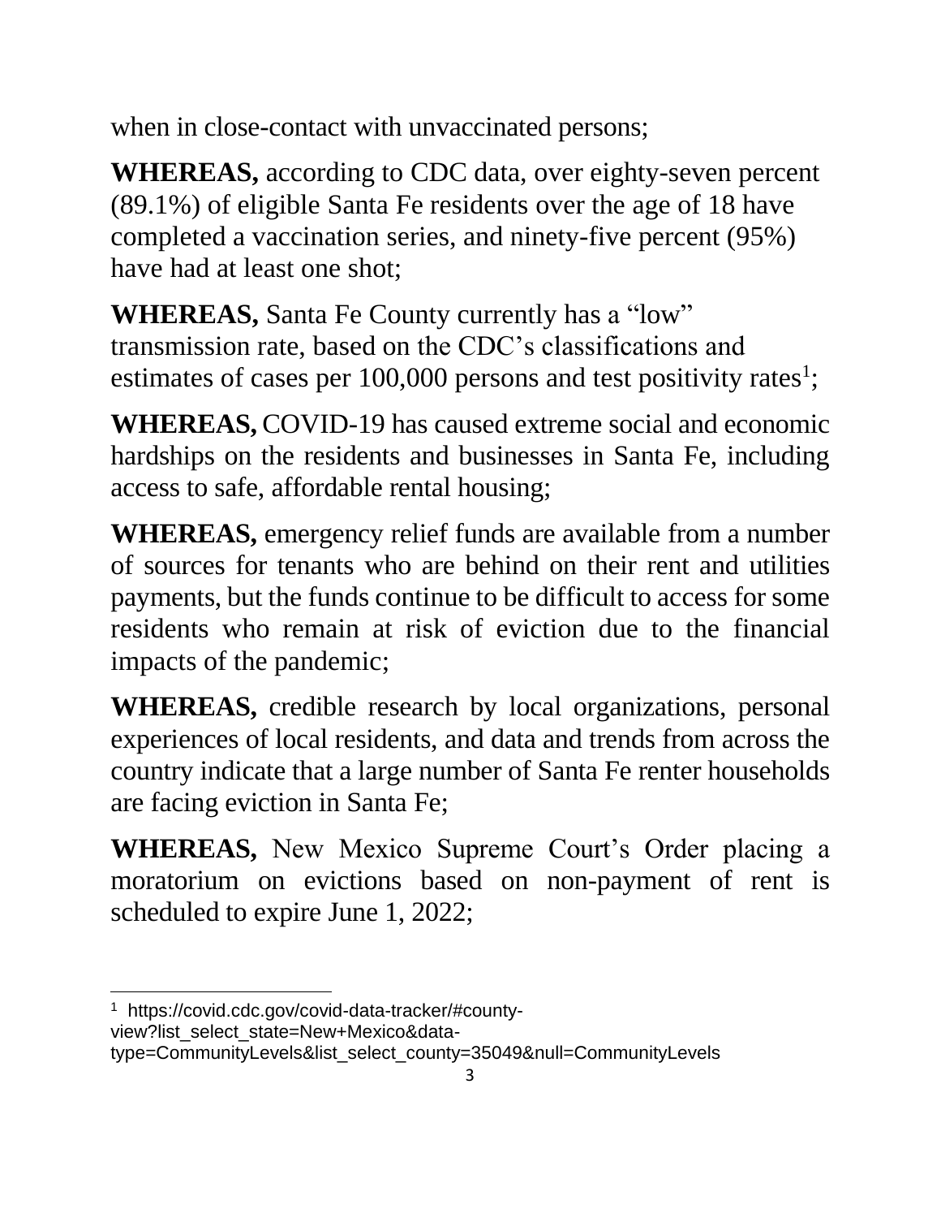when in close-contact with unvaccinated persons;

**WHEREAS,** according to CDC data, over eighty-seven percent (89.1%) of eligible Santa Fe residents over the age of 18 have completed a vaccination series, and ninety-five percent (95%) have had at least one shot;

**WHEREAS,** Santa Fe County currently has a "low" transmission rate, based on the CDC's classifications and estimates of cases per 100,000 persons and test positivity rates[1];

**WHEREAS,** COVID-19 has caused extreme social and economic hardships on the residents and businesses in Santa Fe, including access to safe, affordable rental housing;

**WHEREAS,** emergency relief funds are available from a number of sources for tenants who are behind on their rent and utilities payments, but the funds continue to be difficult to access for some residents who remain at risk of eviction due to the financial impacts of the pandemic;

**WHEREAS,** credible research by local organizations, personal experiences of local residents, and data and trends from across the country indicate that a large number of Santa Fe renter households are facing eviction in Santa Fe;

**WHEREAS,** New Mexico Supreme Court's Order placing a moratorium on evictions based on non-payment of rent is scheduled to expire June 1, 2022;

---

[1] https://covid.cdc.gov/covid-data-tracker/#county-view?list_select_state=New+Mexico&data-type=CommunityLevels&list_select_county=35049&null=CommunityLevels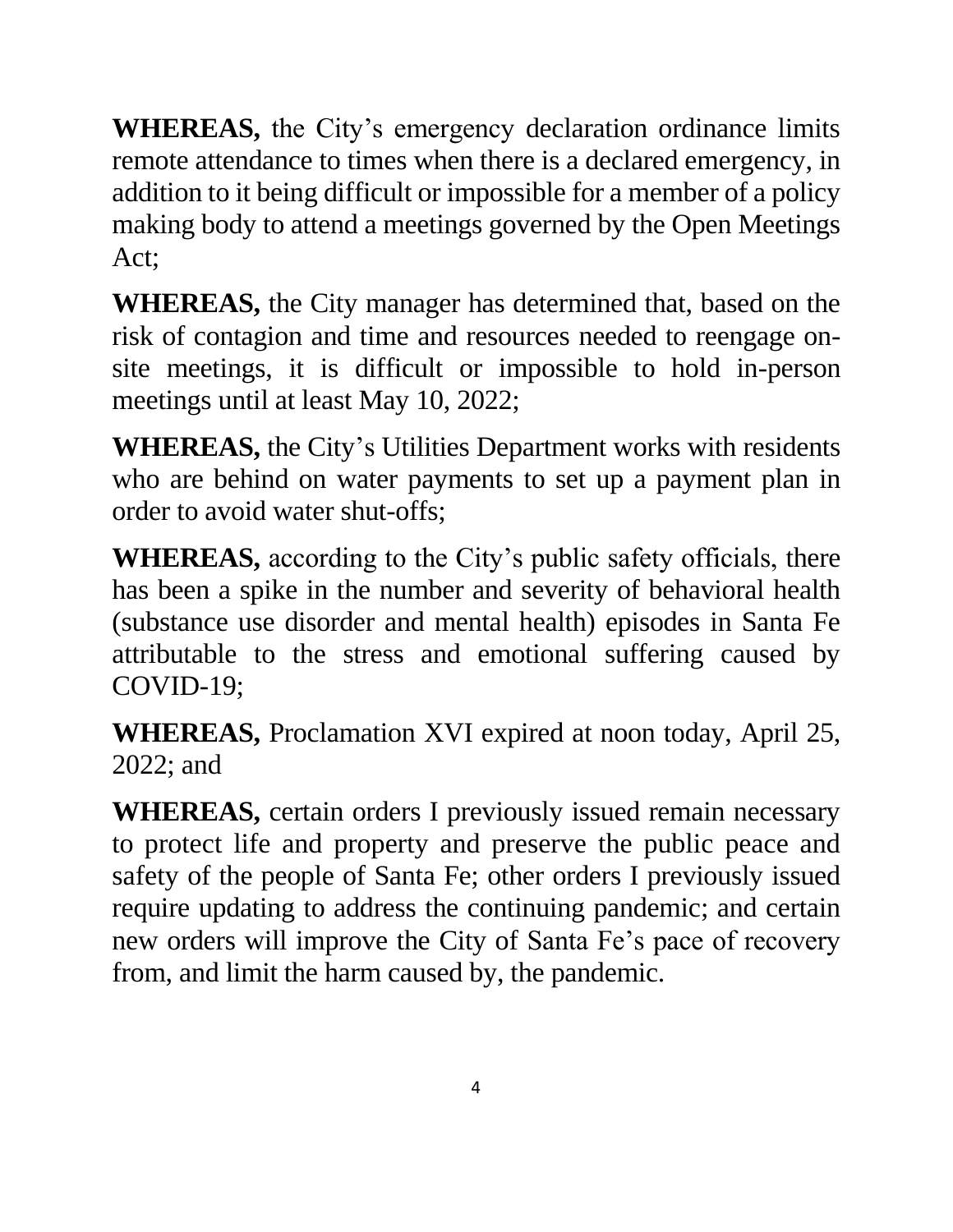**WHEREAS,** the City's emergency declaration ordinance limits remote attendance to times when there is a declared emergency, in addition to it being difficult or impossible for a member of a policy making body to attend a meetings governed by the Open Meetings Act;

**WHEREAS,** the City manager has determined that, based on the risk of contagion and time and resources needed to reengage on-site meetings, it is difficult or impossible to hold in-person meetings until at least May 10, 2022;

**WHEREAS,** the City's Utilities Department works with residents who are behind on water payments to set up a payment plan in order to avoid water shut-offs;

**WHEREAS,** according to the City's public safety officials, there has been a spike in the number and severity of behavioral health (substance use disorder and mental health) episodes in Santa Fe attributable to the stress and emotional suffering caused by COVID-19;

**WHEREAS,** Proclamation XVI expired at noon today, April 25, 2022; and

**WHEREAS,** certain orders I previously issued remain necessary to protect life and property and preserve the public peace and safety of the people of Santa Fe; other orders I previously issued require updating to address the continuing pandemic; and certain new orders will improve the City of Santa Fe's pace of recovery from, and limit the harm caused by, the pandemic.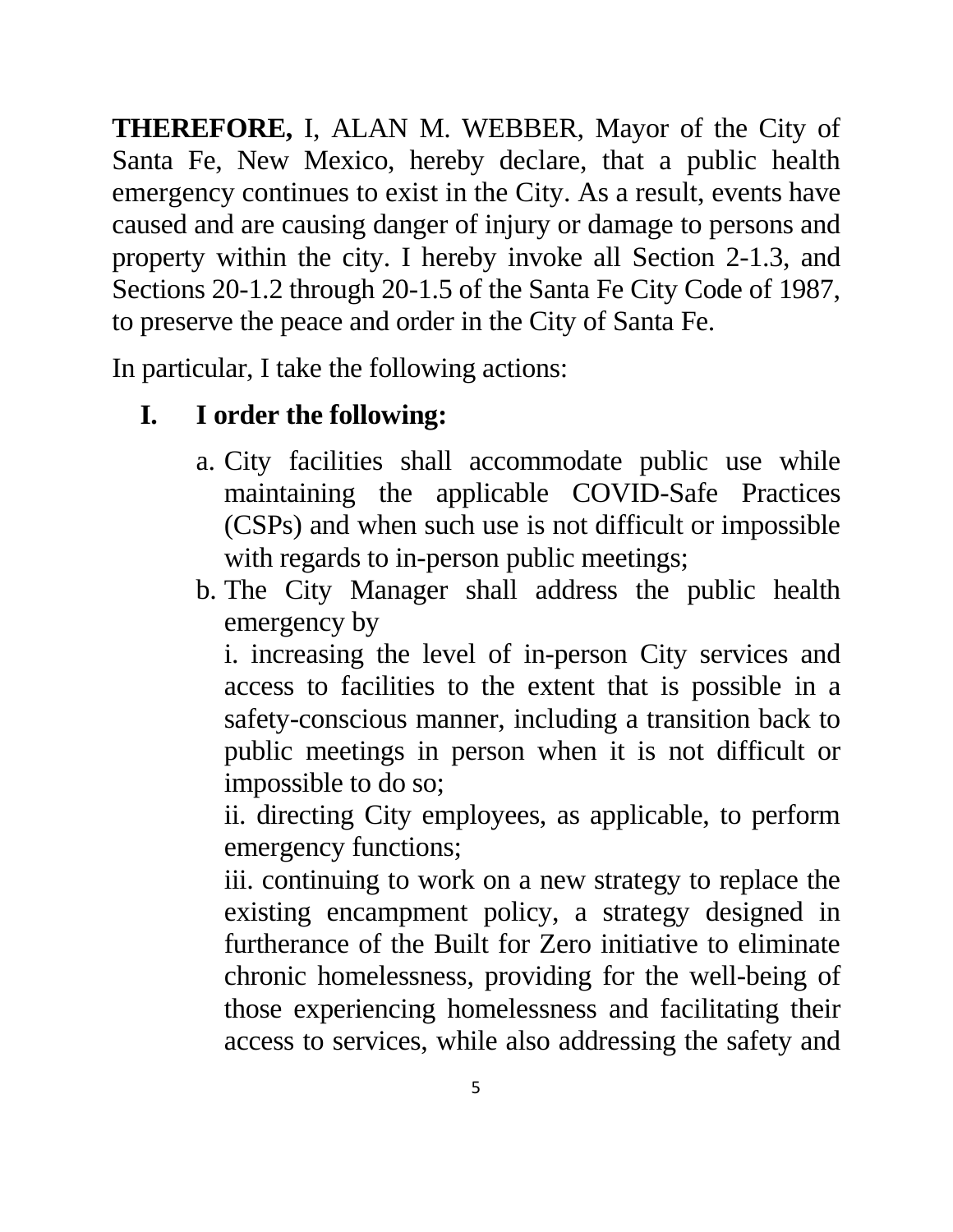**THEREFORE,** I, ALAN M. WEBBER, Mayor of the City of Santa Fe, New Mexico, hereby declare, that a public health emergency continues to exist in the City. As a result, events have caused and are causing danger of injury or damage to persons and property within the city. I hereby invoke all Section 2-1.3, and Sections 20-1.2 through 20-1.5 of the Santa Fe City Code of 1987, to preserve the peace and order in the City of Santa Fe.

In particular, I take the following actions:

## I. I order the following:

a. City facilities shall accommodate public use while maintaining the applicable COVID-Safe Practices (CSPs) and when such use is not difficult or impossible with regards to in-person public meetings;

b. The City Manager shall address the public health emergency by

   i. increasing the level of in-person City services and access to facilities to the extent that is possible in a safety-conscious manner, including a transition back to public meetings in person when it is not difficult or impossible to do so;

   ii. directing City employees, as applicable, to perform emergency functions;

   iii. continuing to work on a new strategy to replace the existing encampment policy, a strategy designed in furtherance of the Built for Zero initiative to eliminate chronic homelessness, providing for the well-being of those experiencing homelessness and facilitating their access to services, while also addressing the safety and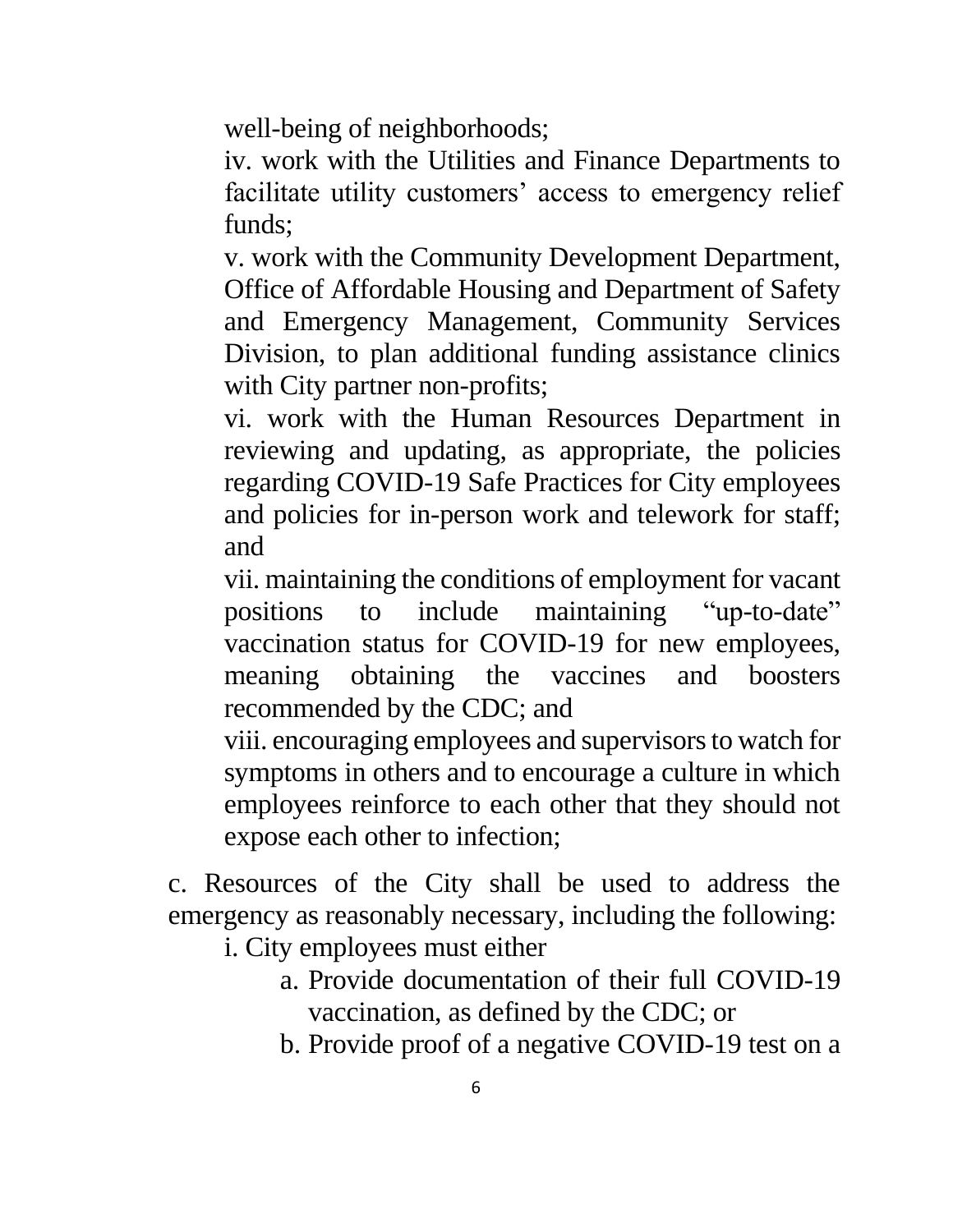well-being of neighborhoods;

iv. work with the Utilities and Finance Departments to facilitate utility customers' access to emergency relief funds;

v. work with the Community Development Department, Office of Affordable Housing and Department of Safety and Emergency Management, Community Services Division, to plan additional funding assistance clinics with City partner non-profits;

vi. work with the Human Resources Department in reviewing and updating, as appropriate, the policies regarding COVID-19 Safe Practices for City employees and policies for in-person work and telework for staff; and

vii. maintaining the conditions of employment for vacant positions to include maintaining "up-to-date" vaccination status for COVID-19 for new employees, meaning obtaining the vaccines and boosters recommended by the CDC; and

viii. encouraging employees and supervisors to watch for symptoms in others and to encourage a culture in which employees reinforce to each other that they should not expose each other to infection;

c. Resources of the City shall be used to address the emergency as reasonably necessary, including the following:

i. City employees must either

a. Provide documentation of their full COVID-19 vaccination, as defined by the CDC; or

b. Provide proof of a negative COVID-19 test on a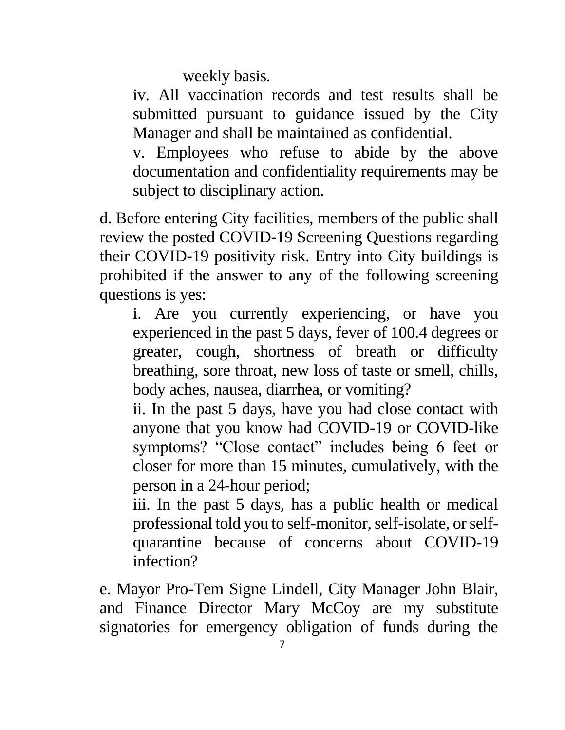weekly basis.

iv. All vaccination records and test results shall be submitted pursuant to guidance issued by the City Manager and shall be maintained as confidential.

v. Employees who refuse to abide by the above documentation and confidentiality requirements may be subject to disciplinary action.

d. Before entering City facilities, members of the public shall review the posted COVID-19 Screening Questions regarding their COVID-19 positivity risk. Entry into City buildings is prohibited if the answer to any of the following screening questions is yes:

i. Are you currently experiencing, or have you experienced in the past 5 days, fever of 100.4 degrees or greater, cough, shortness of breath or difficulty breathing, sore throat, new loss of taste or smell, chills, body aches, nausea, diarrhea, or vomiting?

ii. In the past 5 days, have you had close contact with anyone that you know had COVID-19 or COVID-like symptoms? "Close contact" includes being 6 feet or closer for more than 15 minutes, cumulatively, with the person in a 24-hour period;

iii. In the past 5 days, has a public health or medical professional told you to self-monitor, self-isolate, or self-quarantine because of concerns about COVID-19 infection?

e. Mayor Pro-Tem Signe Lindell, City Manager John Blair, and Finance Director Mary McCoy are my substitute signatories for emergency obligation of funds during the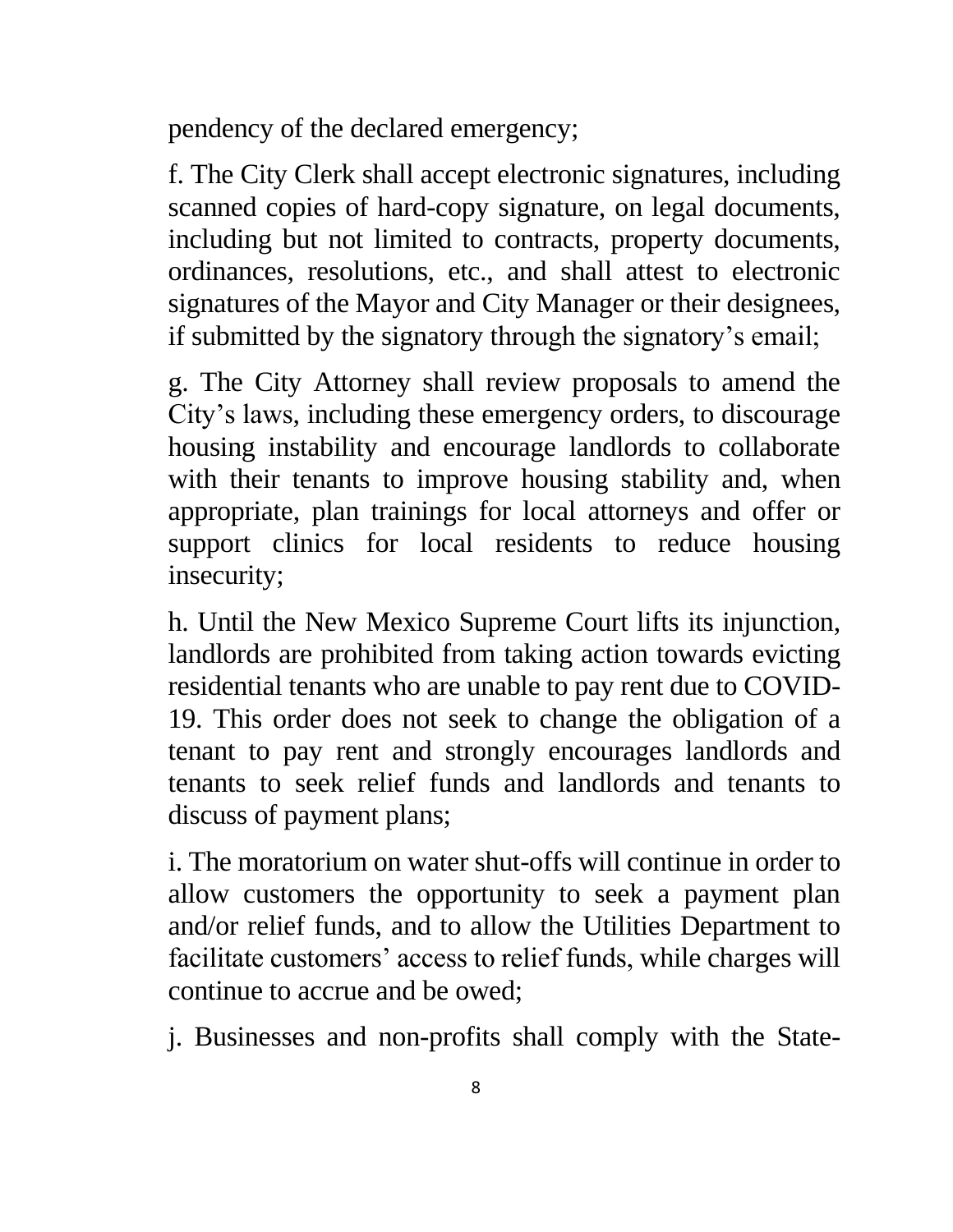pendency of the declared emergency;

f. The City Clerk shall accept electronic signatures, including scanned copies of hard-copy signature, on legal documents, including but not limited to contracts, property documents, ordinances, resolutions, etc., and shall attest to electronic signatures of the Mayor and City Manager or their designees, if submitted by the signatory through the signatory's email;

g. The City Attorney shall review proposals to amend the City's laws, including these emergency orders, to discourage housing instability and encourage landlords to collaborate with their tenants to improve housing stability and, when appropriate, plan trainings for local attorneys and offer or support clinics for local residents to reduce housing insecurity;

h. Until the New Mexico Supreme Court lifts its injunction, landlords are prohibited from taking action towards evicting residential tenants who are unable to pay rent due to COVID-19. This order does not seek to change the obligation of a tenant to pay rent and strongly encourages landlords and tenants to seek relief funds and landlords and tenants to discuss of payment plans;

i. The moratorium on water shut-offs will continue in order to allow customers the opportunity to seek a payment plan and/or relief funds, and to allow the Utilities Department to facilitate customers' access to relief funds, while charges will continue to accrue and be owed;

j. Businesses and non-profits shall comply with the State-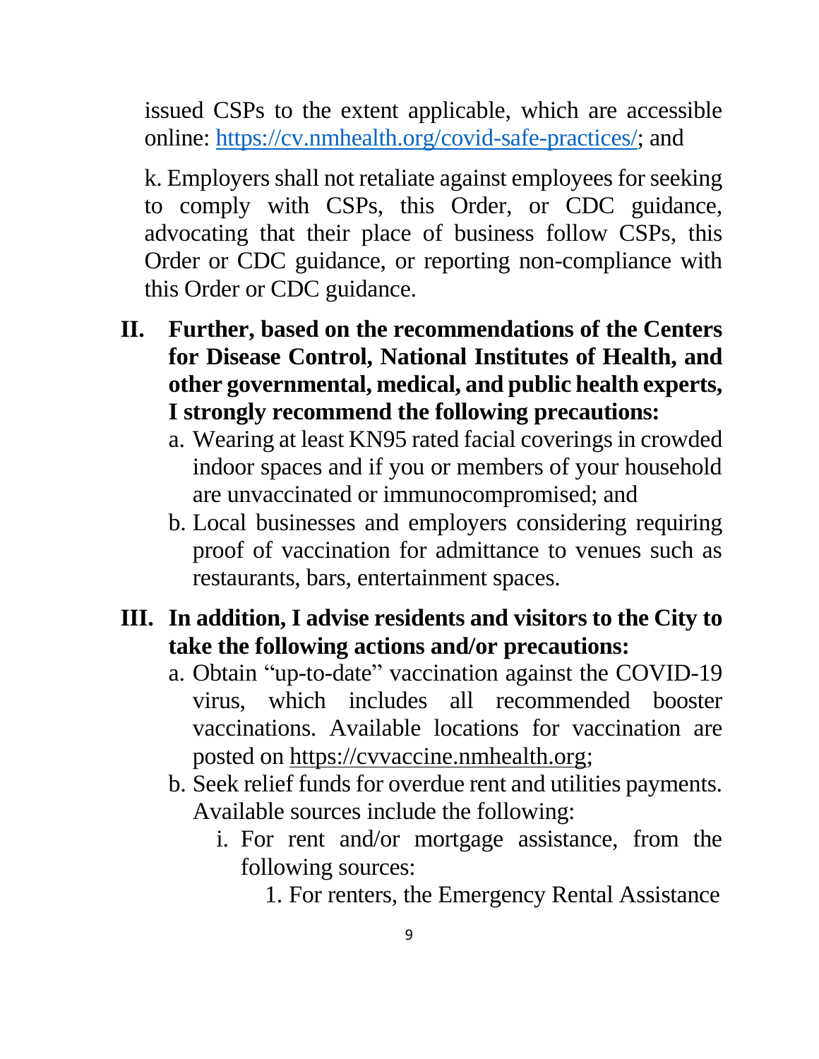issued CSPs to the extent applicable, which are accessible online: [https://cv.nmhealth.org/covid-safe-practices/](https://cv.nmhealth.org/covid-safe-practices/); and

k. Employers shall not retaliate against employees for seeking to comply with CSPs, this Order, or CDC guidance, advocating that their place of business follow CSPs, this Order or CDC guidance, or reporting non-compliance with this Order or CDC guidance.

**II. Further, based on the recommendations of the Centers for Disease Control, National Institutes of Health, and other governmental, medical, and public health experts, I strongly recommend the following precautions:**

a. Wearing at least KN95 rated facial coverings in crowded indoor spaces and if you or members of your household are unvaccinated or immunocompromised; and

b. Local businesses and employers considering requiring proof of vaccination for admittance to venues such as restaurants, bars, entertainment spaces.

**III. In addition, I advise residents and visitors to the City to take the following actions and/or precautions:**

a. Obtain "up-to-date" vaccination against the COVID-19 virus, which includes all recommended booster vaccinations. Available locations for vaccination are posted on https://cvvaccine.nmhealth.org;

b. Seek relief funds for overdue rent and utilities payments. Available sources include the following:

i. For rent and/or mortgage assistance, from the following sources:

1. For renters, the Emergency Rental Assistance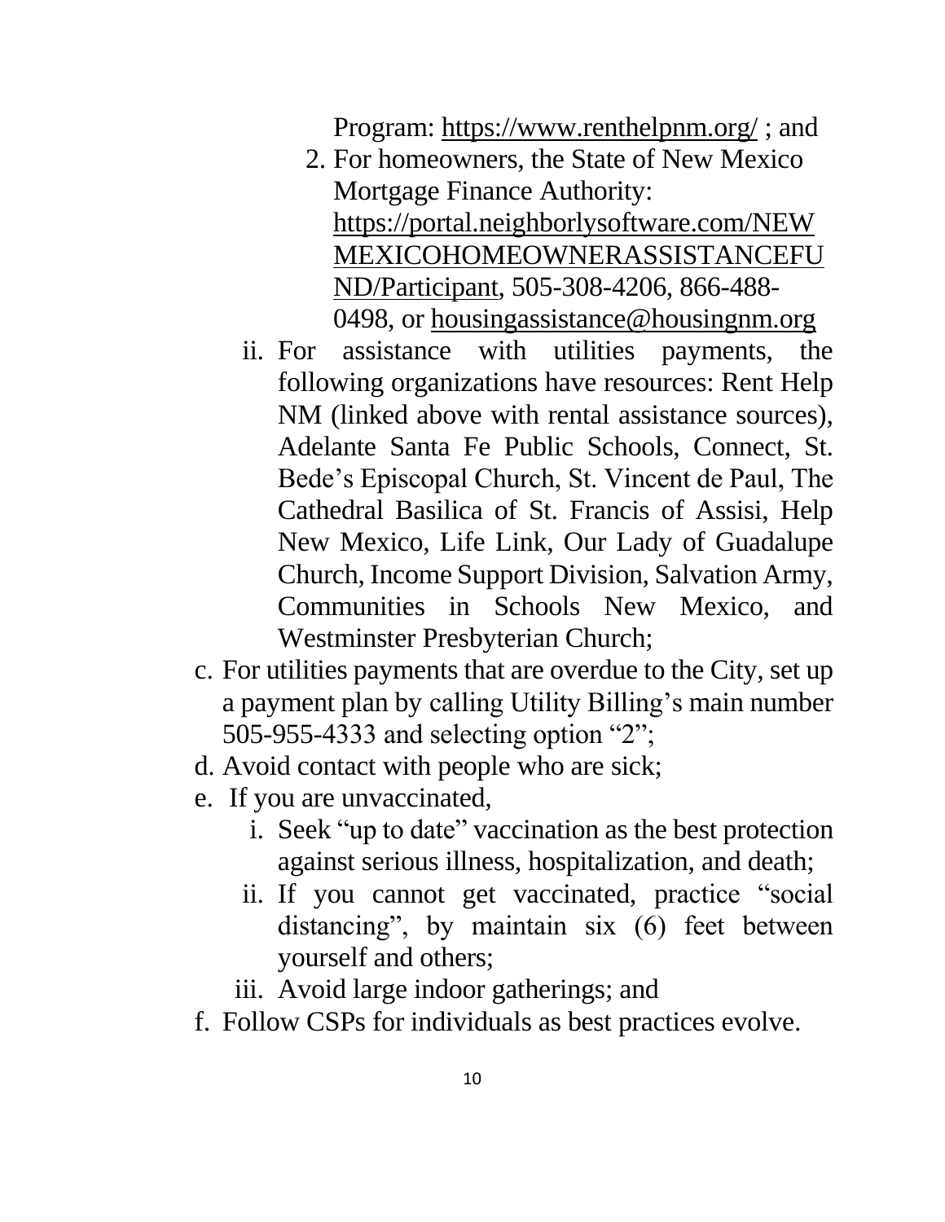Program: https://www.renthelpnm.org/ ; and

      2. For homeowners, the State of New Mexico Mortgage Finance Authority: https://portal.neighborlysoftware.com/NEWMEXICOHOMEOWNERASSISTANCEFUND/Participant, 505-308-4206, 866-488-0498, or housingassistance@housingnm.org

   ii. For assistance with utilities payments, the following organizations have resources: Rent Help NM (linked above with rental assistance sources), Adelante Santa Fe Public Schools, Connect, St. Bede's Episcopal Church, St. Vincent de Paul, The Cathedral Basilica of St. Francis of Assisi, Help New Mexico, Life Link, Our Lady of Guadalupe Church, Income Support Division, Salvation Army, Communities in Schools New Mexico, and Westminster Presbyterian Church;

c. For utilities payments that are overdue to the City, set up a payment plan by calling Utility Billing's main number 505-955-4333 and selecting option "2";

d. Avoid contact with people who are sick;

e. If you are unvaccinated,

   i. Seek "up to date" vaccination as the best protection against serious illness, hospitalization, and death;

   ii. If you cannot get vaccinated, practice "social distancing", by maintain six (6) feet between yourself and others;

   iii. Avoid large indoor gatherings; and

f. Follow CSPs for individuals as best practices evolve.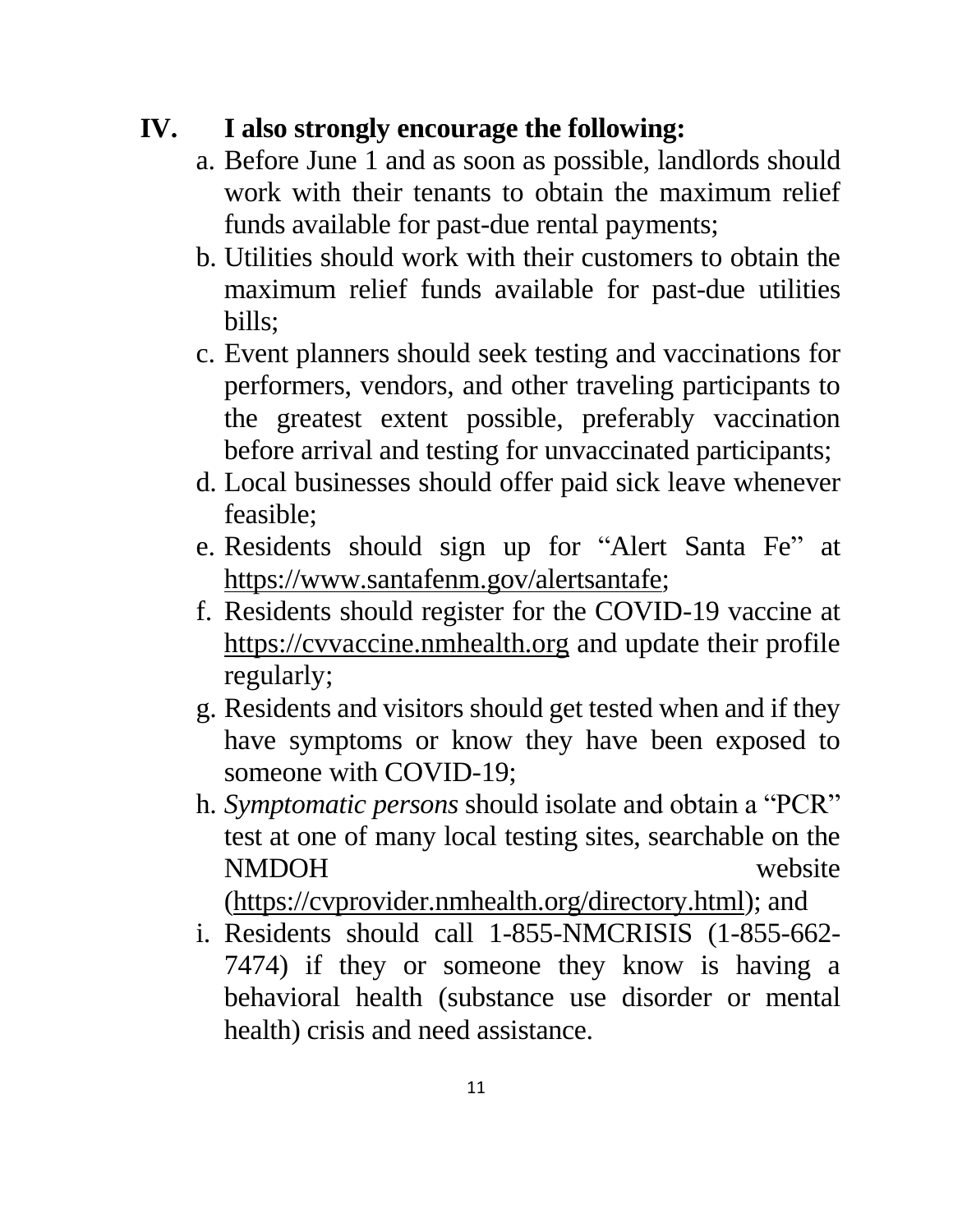## IV. I also strongly encourage the following:

a. Before June 1 and as soon as possible, landlords should work with their tenants to obtain the maximum relief funds available for past-due rental payments;

b. Utilities should work with their customers to obtain the maximum relief funds available for past-due utilities bills;

c. Event planners should seek testing and vaccinations for performers, vendors, and other traveling participants to the greatest extent possible, preferably vaccination before arrival and testing for unvaccinated participants;

d. Local businesses should offer paid sick leave whenever feasible;

e. Residents should sign up for "Alert Santa Fe" at https://www.santafenm.gov/alertsantafe;

f. Residents should register for the COVID-19 vaccine at https://cvvaccine.nmhealth.org and update their profile regularly;

g. Residents and visitors should get tested when and if they have symptoms or know they have been exposed to someone with COVID-19;

h. *Symptomatic persons* should isolate and obtain a "PCR" test at one of many local testing sites, searchable on the NMDOH website (https://cvprovider.nmhealth.org/directory.html); and

i. Residents should call 1-855-NMCRISIS (1-855-662-7474) if they or someone they know is having a behavioral health (substance use disorder or mental health) crisis and need assistance.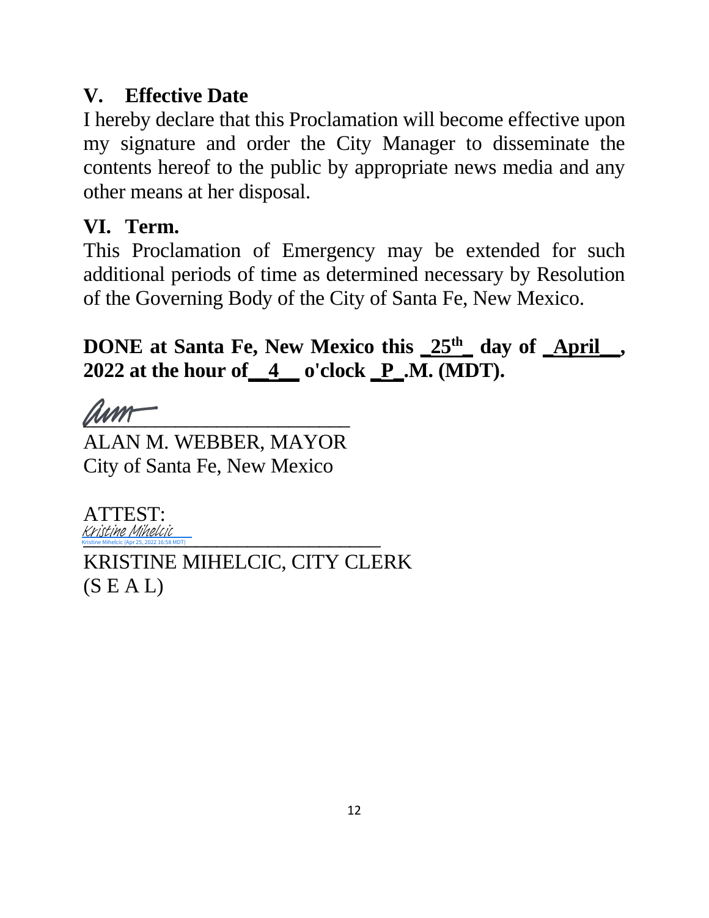## V. Effective Date

I hereby declare that this Proclamation will become effective upon my signature and order the City Manager to disseminate the contents hereof to the public by appropriate news media and any other means at her disposal.

## VI. Term.

This Proclamation of Emergency may be extended for such additional periods of time as determined necessary by Resolution of the Governing Body of the City of Santa Fe, New Mexico.

**DONE at Santa Fe, New Mexico this _25th_ day of _April__, 2022 at the hour of__4__ o'clock _P_.M. (MDT).**

_________________________

ALAN M. WEBBER, MAYOR
City of Santa Fe, New Mexico

ATTEST:

Kristine Mihelcic
Kristine Mihelcic (Apr 25, 2022 16:58 MDT)

_________________________

KRISTINE MIHELCIC, CITY CLERK
(S E A L)